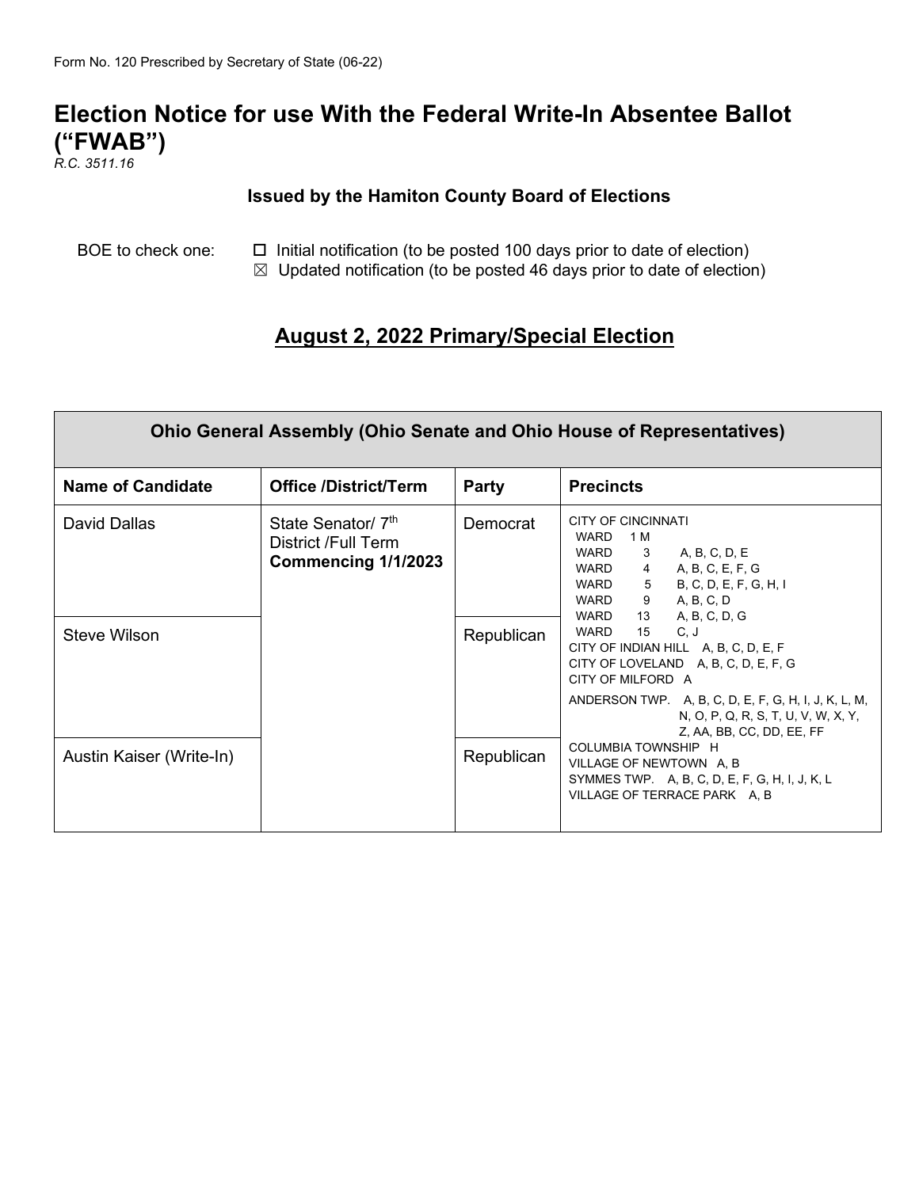Form No. 120 Prescribed by Secretary of State (06-22)

# Election Notice for use With the Federal Write-In Absentee Ballot ("FWAB")

*R.C. 3511.16*

### Issued by the Hamiton County Board of Elections

BOE to check one:

☐ Initial notification (to be posted 100 days prior to date of election)

☒ Updated notification (to be posted 46 days prior to date of election)

## August 2, 2022 Primary/Special Election

| Ohio General Assembly (Ohio Senate and Ohio House of Representatives) | | | |
|---|---|---|---|
| **Name of Candidate** | **Office /District/Term** | **Party** | **Precincts** |
| David Dallas | State Senator/ 7th District /Full Term **Commencing 1/1/2023** | Democrat | CITY OF CINCINNATI<br>WARD 1 M<br>WARD 3 A, B, C, D, E<br>WARD 4 A, B, C, E, F, G<br>WARD 5 B, C, D, E, F, G, H, I<br>WARD 9 A, B, C, D<br>WARD 13 A, B, C, D, G<br>WARD 15 C, J<br>CITY OF INDIAN HILL A, B, C, D, E, F<br>CITY OF LOVELAND A, B, C, D, E, F, G<br>CITY OF MILFORD A<br>ANDERSON TWP. A, B, C, D, E, F, G, H, I, J, K, L, M, N, O, P, Q, R, S, T, U, V, W, X, Y, Z, AA, BB, CC, DD, EE, FF<br>COLUMBIA TOWNSHIP H<br>VILLAGE OF NEWTOWN A, B<br>SYMMES TWP. A, B, C, D, E, F, G, H, I, J, K, L<br>VILLAGE OF TERRACE PARK A, B |
| Steve Wilson | | Republican | |
| Austin Kaiser (Write-In) | | Republican | |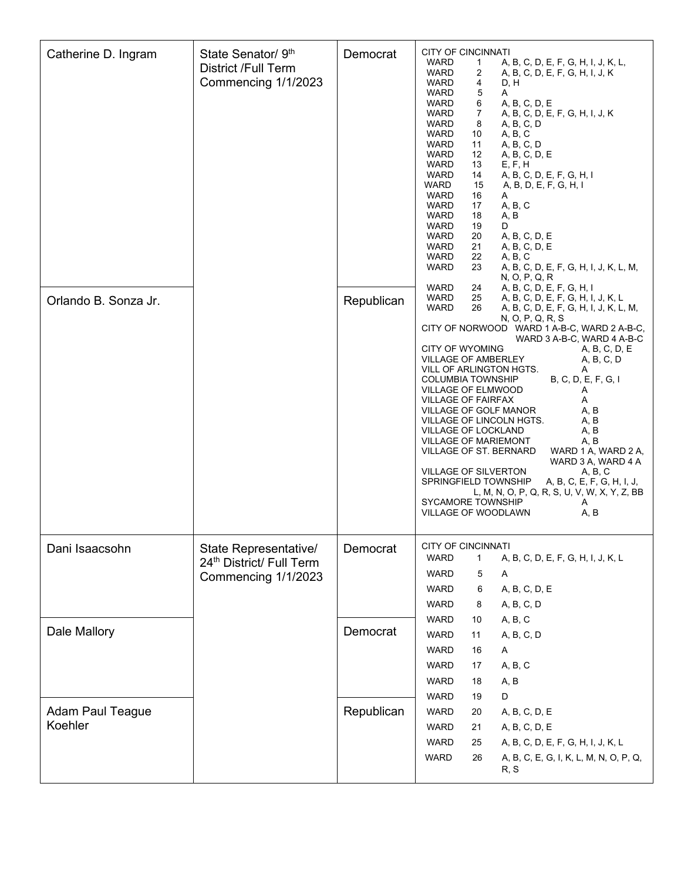| Candidate | Office | Party | Precincts |
| --- | --- | --- | --- |
| Catherine D. Ingram | State Senator/ 9th District /Full Term Commencing 1/1/2023 | Democrat | CITY OF CINCINNATI<br>WARD 1 A, B, C, D, E, F, G, H, I, J, K, L,<br>WARD 2 A, B, C, D, E, F, G, H, I, J, K<br>WARD 4 D, H<br>WARD 5 A<br>WARD 6 A, B, C, D, E<br>WARD 7 A, B, C, D, E, F, G, H, I, J, K<br>WARD 8 A, B, C, D<br>WARD 10 A, B, C<br>WARD 11 A, B, C, D<br>WARD 12 A, B, C, D, E<br>WARD 13 E, F, H<br>WARD 14 A, B, C, D, E, F, G, H, I<br>WARD 15 A, B, D, E, F, G, H, I<br>WARD 16 A<br>WARD 17 A, B, C<br>WARD 18 A, B<br>WARD 19 D<br>WARD 20 A, B, C, D, E<br>WARD 21 A, B, C, D, E<br>WARD 22 A, B, C<br>WARD 23 A, B, C, D, E, F, G, H, I, J, K, L, M, N, O, P, Q, R<br>WARD 24 A, B, C, D, E, F, G, H, I<br>WARD 25 A, B, C, D, E, F, G, H, I, J, K, L<br>WARD 26 A, B, C, D, E, F, G, H, I, J, K, L, M, N, O, P, Q, R, S<br>CITY OF NORWOOD WARD 1 A-B-C, WARD 2 A-B-C, WARD 3 A-B-C, WARD 4 A-B-C<br>CITY OF WYOMING A, B, C, D, E<br>VILLAGE OF AMBERLEY A, B, C, D<br>VILL OF ARLINGTON HGTS. A<br>COLUMBIA TOWNSHIP B, C, D, E, F, G, I<br>VILLAGE OF ELMWOOD A<br>VILLAGE OF FAIRFAX A<br>VILLAGE OF GOLF MANOR A, B<br>VILLAGE OF LINCOLN HGTS. A, B<br>VILLAGE OF LOCKLAND A, B<br>VILLAGE OF MARIEMONT A, B<br>VILLAGE OF ST. BERNARD WARD 1 A, WARD 2 A, WARD 3 A, WARD 4 A<br>VILLAGE OF SILVERTON A, B, C<br>SPRINGFIELD TOWNSHIP A, B, C, E, F, G, H, I, J, L, M, N, O, P, Q, R, S, U, V, W, X, Y, Z, BB<br>SYCAMORE TOWNSHIP A<br>VILLAGE OF WOODLAWN A, B |
| Orlando B. Sonza Jr. | | Republican | |
| Dani Isaacsohn | State Representative/ 24th District/ Full Term Commencing 1/1/2023 | Democrat | CITY OF CINCINNATI<br>WARD 1 A, B, C, D, E, F, G, H, I, J, K, L<br>WARD 5 A<br>WARD 6 A, B, C, D, E<br>WARD 8 A, B, C, D<br>WARD 10 A, B, C<br>WARD 11 A, B, C, D<br>WARD 16 A<br>WARD 17 A, B, C<br>WARD 18 A, B<br>WARD 19 D<br>WARD 20 A, B, C, D, E<br>WARD 21 A, B, C, D, E<br>WARD 25 A, B, C, D, E, F, G, H, I, J, K, L<br>WARD 26 A, B, C, E, G, I, K, L, M, N, O, P, Q, R, S |
| Dale Mallory | | Democrat | |
| Adam Paul Teague Koehler | | Republican | |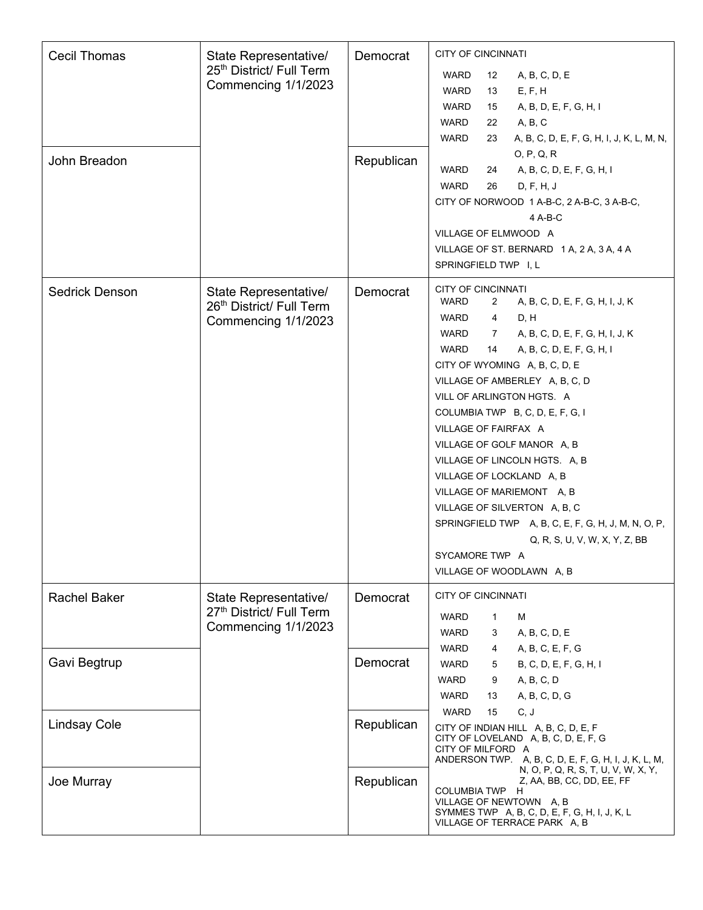| Candidate | Office | Party | Precincts |
|---|---|---|---|
| Cecil Thomas | State Representative/ 25th District/ Full Term Commencing 1/1/2023 | Democrat | CITY OF CINCINNATI<br>WARD 12 A, B, C, D, E<br>WARD 13 E, F, H<br>WARD 15 A, B, D, E, F, G, H, I<br>WARD 22 A, B, C<br>WARD 23 A, B, C, D, E, F, G, H, I, J, K, L, M, N, O, P, Q, R<br>WARD 24 A, B, C, D, E, F, G, H, I<br>WARD 26 D, F, H, J<br>CITY OF NORWOOD 1 A-B-C, 2 A-B-C, 3 A-B-C, 4 A-B-C<br>VILLAGE OF ELMWOOD A<br>VILLAGE OF ST. BERNARD 1 A, 2 A, 3 A, 4 A<br>SPRINGFIELD TWP I, L |
| John Breadon | | Republican | |
| Sedrick Denson | State Representative/ 26th District/ Full Term Commencing 1/1/2023 | Democrat | CITY OF CINCINNATI<br>WARD 2 A, B, C, D, E, F, G, H, I, J, K<br>WARD 4 D, H<br>WARD 7 A, B, C, D, E, F, G, H, I, J, K<br>WARD 14 A, B, C, D, E, F, G, H, I<br>CITY OF WYOMING A, B, C, D, E<br>VILLAGE OF AMBERLEY A, B, C, D<br>VILL OF ARLINGTON HGTS. A<br>COLUMBIA TWP B, C, D, E, F, G, I<br>VILLAGE OF FAIRFAX A<br>VILLAGE OF GOLF MANOR A, B<br>VILLAGE OF LINCOLN HGTS. A, B<br>VILLAGE OF LOCKLAND A, B<br>VILLAGE OF MARIEMONT A, B<br>VILLAGE OF SILVERTON A, B, C<br>SPRINGFIELD TWP A, B, C, E, F, G, H, J, M, N, O, P, Q, R, S, U, V, W, X, Y, Z, BB<br>SYCAMORE TWP A<br>VILLAGE OF WOODLAWN A, B |
| Rachel Baker | State Representative/ 27th District/ Full Term Commencing 1/1/2023 | Democrat | CITY OF CINCINNATI<br>WARD 1 M<br>WARD 3 A, B, C, D, E<br>WARD 4 A, B, C, E, F, G<br>WARD 5 B, C, D, E, F, G, H, I<br>WARD 9 A, B, C, D<br>WARD 13 A, B, C, D, G<br>WARD 15 C, J<br>CITY OF INDIAN HILL A, B, C, D, E, F<br>CITY OF LOVELAND A, B, C, D, E, F, G<br>CITY OF MILFORD A<br>ANDERSON TWP. A, B, C, D, E, F, G, H, I, J, K, L, M, N, O, P, Q, R, S, T, U, V, W, X, Y, Z, AA, BB, CC, DD, EE, FF<br>COLUMBIA TWP H<br>VILLAGE OF NEWTOWN A, B<br>SYMMES TWP A, B, C, D, E, F, G, H, I, J, K, L<br>VILLAGE OF TERRACE PARK A, B |
| Gavi Begtrup | | Democrat | |
| Lindsay Cole | | Republican | |
| Joe Murray | | Republican | |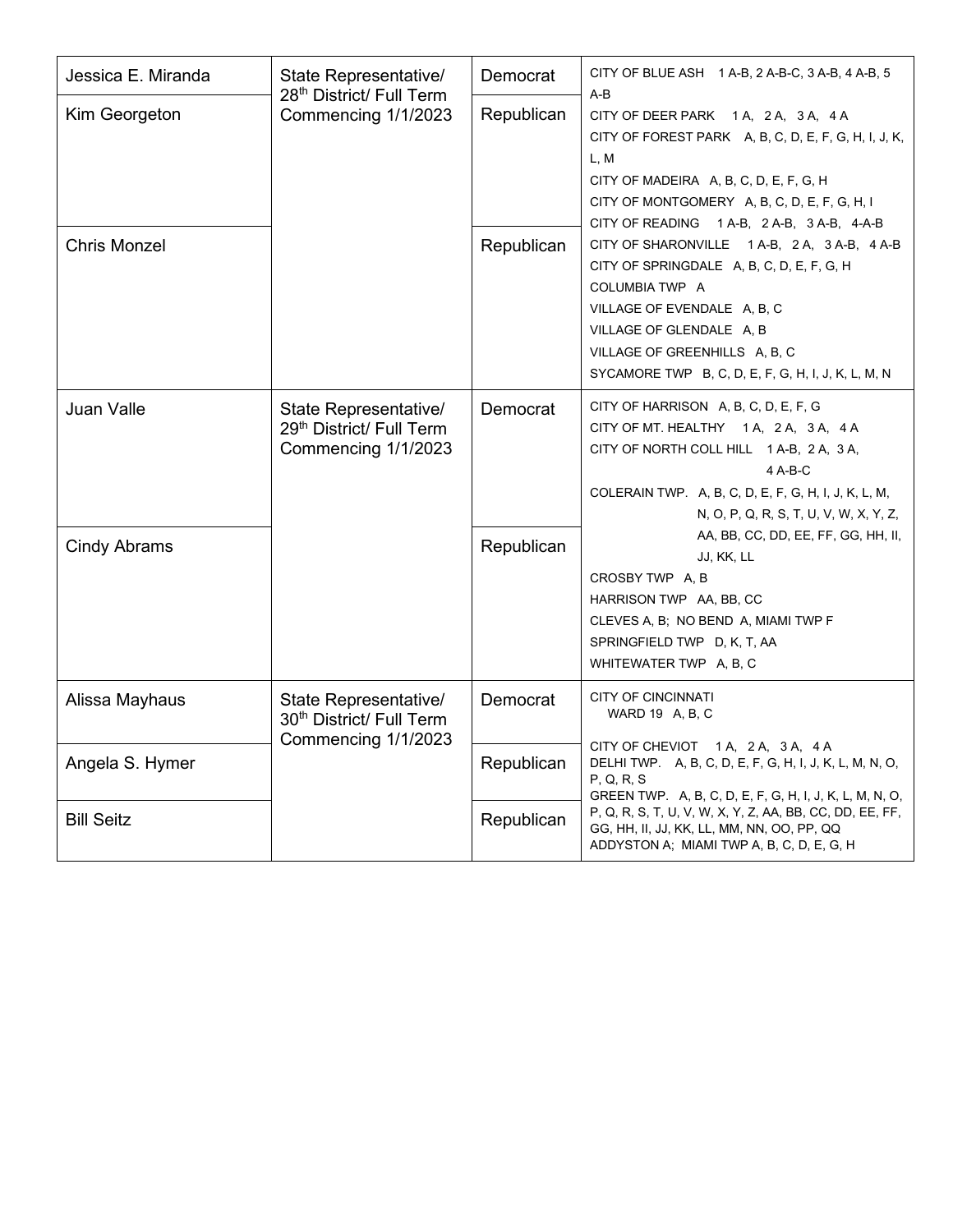| Candidate | Office | Party | Precincts |
|---|---|---|---|
| Jessica E. Miranda | State Representative/ 28th District/ Full Term Commencing 1/1/2023 | Democrat | CITY OF BLUE ASH 1 A-B, 2 A-B-C, 3 A-B, 4 A-B, 5 A-B<br>CITY OF DEER PARK 1 A, 2 A, 3 A, 4 A<br>CITY OF FOREST PARK A, B, C, D, E, F, G, H, I, J, K, L, M<br>CITY OF MADEIRA A, B, C, D, E, F, G, H<br>CITY OF MONTGOMERY A, B, C, D, E, F, G, H, I<br>CITY OF READING 1 A-B, 2 A-B, 3 A-B, 4-A-B<br>CITY OF SHARONVILLE 1 A-B, 2 A, 3 A-B, 4 A-B<br>CITY OF SPRINGDALE A, B, C, D, E, F, G, H<br>COLUMBIA TWP A<br>VILLAGE OF EVENDALE A, B, C<br>VILLAGE OF GLENDALE A, B<br>VILLAGE OF GREENHILLS A, B, C<br>SYCAMORE TWP B, C, D, E, F, G, H, I, J, K, L, M, N |
| Kim Georgeton | | Republican | |
| Chris Monzel | | Republican | |
| Juan Valle | State Representative/ 29th District/ Full Term Commencing 1/1/2023 | Democrat | CITY OF HARRISON A, B, C, D, E, F, G<br>CITY OF MT. HEALTHY 1 A, 2 A, 3 A, 4 A<br>CITY OF NORTH COLL HILL 1 A-B, 2 A, 3 A, 4 A-B-C<br>COLERAIN TWP. A, B, C, D, E, F, G, H, I, J, K, L, M, N, O, P, Q, R, S, T, U, V, W, X, Y, Z, AA, BB, CC, DD, EE, FF, GG, HH, II, JJ, KK, LL<br>CROSBY TWP A, B<br>HARRISON TWP AA, BB, CC<br>CLEVES A, B; NO BEND A, MIAMI TWP F<br>SPRINGFIELD TWP D, K, T, AA<br>WHITEWATER TWP A, B, C |
| Cindy Abrams | | Republican | |
| Alissa Mayhaus | State Representative/ 30th District/ Full Term Commencing 1/1/2023 | Democrat | CITY OF CINCINNATI<br>WARD 19 A, B, C<br>CITY OF CHEVIOT 1 A, 2 A, 3 A, 4 A<br>DELHI TWP. A, B, C, D, E, F, G, H, I, J, K, L, M, N, O, P, Q, R, S<br>GREEN TWP. A, B, C, D, E, F, G, H, I, J, K, L, M, N, O, P, Q, R, S, T, U, V, W, X, Y, Z, AA, BB, CC, DD, EE, FF, GG, HH, II, JJ, KK, LL, MM, NN, OO, PP, QQ<br>ADDYSTON A; MIAMI TWP A, B, C, D, E, G, H |
| Angela S. Hymer | | Republican | |
| Bill Seitz | | Republican | |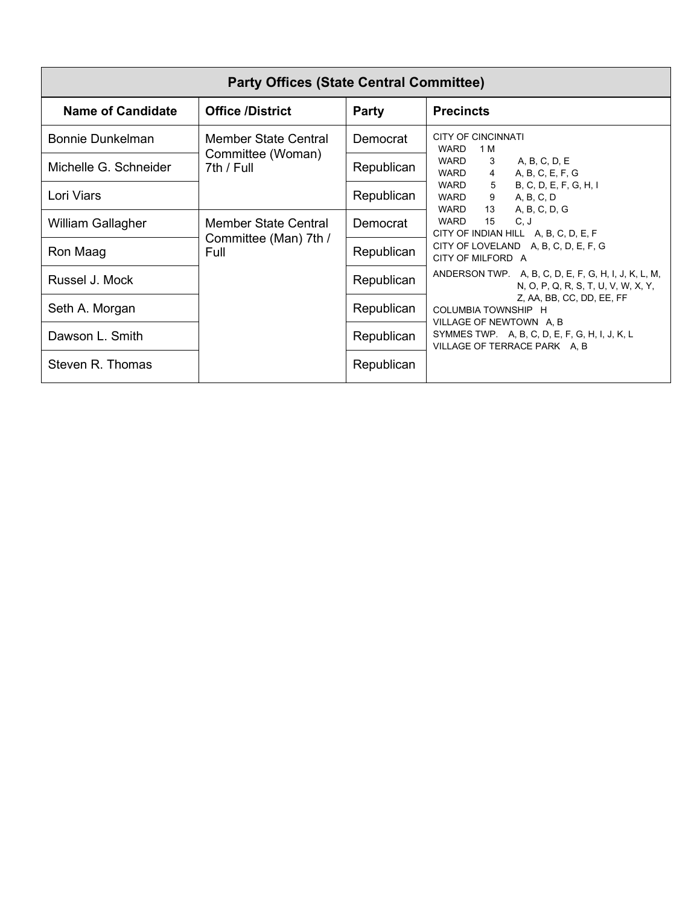| Party Offices (State Central Committee) | | | |
|---|---|---|---|
| **Name of Candidate** | **Office /District** | **Party** | **Precincts** |
| Bonnie Dunkelman | Member State Central Committee (Woman) 7th / Full | Democrat | CITY OF CINCINNATI<br>WARD 1 M<br>WARD 3 A, B, C, D, E<br>WARD 4 A, B, C, E, F, G<br>WARD 5 B, C, D, E, F, G, H, I<br>WARD 9 A, B, C, D<br>WARD 13 A, B, C, D, G<br>WARD 15 C, J<br>CITY OF INDIAN HILL A, B, C, D, E, F<br>CITY OF LOVELAND A, B, C, D, E, F, G<br>CITY OF MILFORD A<br>ANDERSON TWP. A, B, C, D, E, F, G, H, I, J, K, L, M, N, O, P, Q, R, S, T, U, V, W, X, Y, Z, AA, BB, CC, DD, EE, FF<br>COLUMBIA TOWNSHIP H<br>VILLAGE OF NEWTOWN A, B<br>SYMMES TWP. A, B, C, D, E, F, G, H, I, J, K, L<br>VILLAGE OF TERRACE PARK A, B |
| Michelle G. Schneider | | Republican | |
| Lori Viars | | Republican | |
| William Gallagher | Member State Central Committee (Man) 7th / Full | Democrat | |
| Ron Maag | | Republican | |
| Russel J. Mock | | Republican | |
| Seth A. Morgan | | Republican | |
| Dawson L. Smith | | Republican | |
| Steven R. Thomas | | Republican | |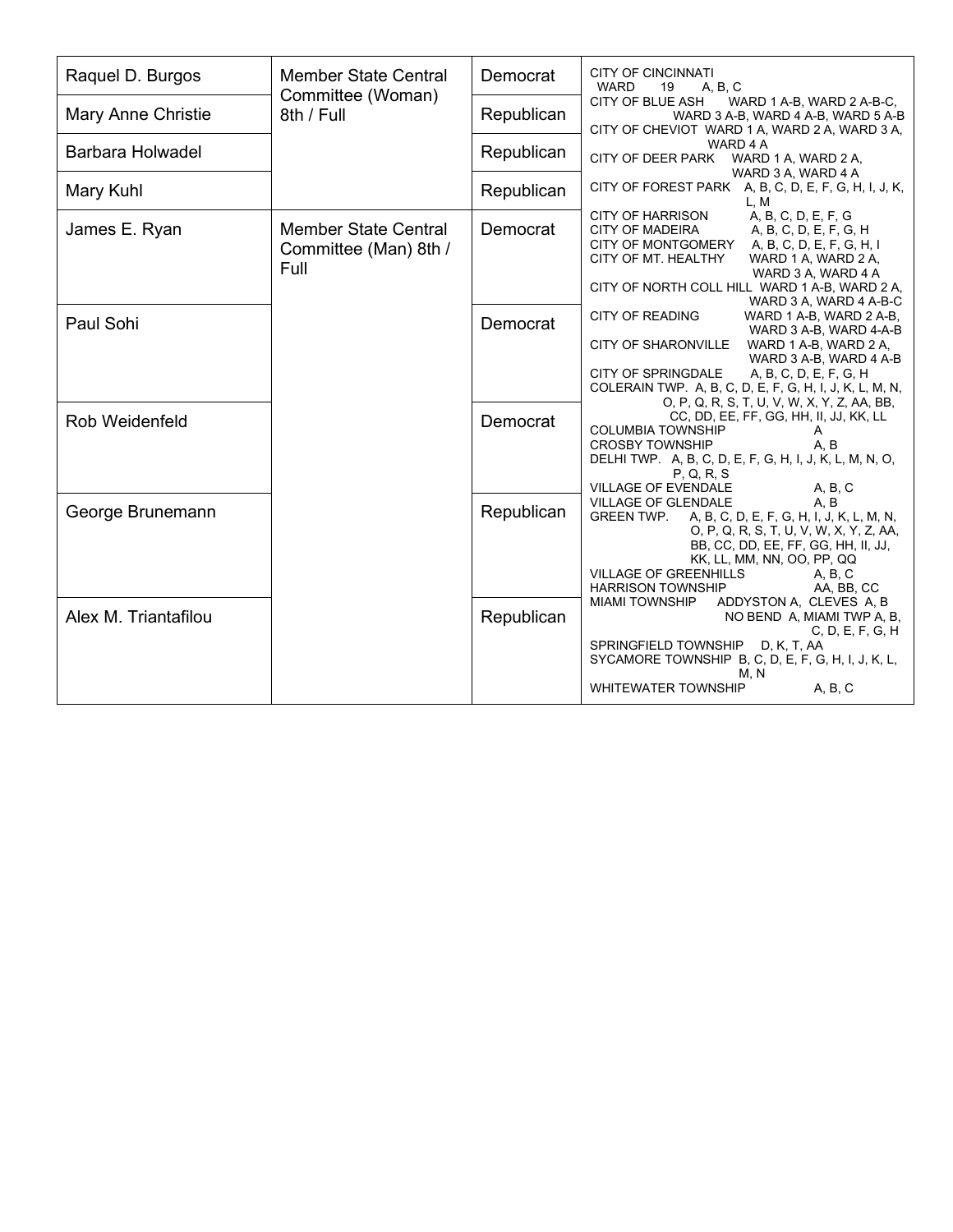| | | | |
|---|---|---|---|
| Raquel D. Burgos | Member State Central Committee (Woman) 8th / Full | Democrat | CITY OF CINCINNATI WARD 19 A, B, C<br>CITY OF BLUE ASH WARD 1 A-B, WARD 2 A-B-C, WARD 3 A-B, WARD 4 A-B, WARD 5 A-B<br>CITY OF CHEVIOT WARD 1 A, WARD 2 A, WARD 3 A, WARD 4 A<br>CITY OF DEER PARK WARD 1 A, WARD 2 A, WARD 3 A, WARD 4 A<br>CITY OF FOREST PARK A, B, C, D, E, F, G, H, I, J, K, L, M<br>CITY OF HARRISON A, B, C, D, E, F, G<br>CITY OF MADEIRA A, B, C, D, E, F, G, H<br>CITY OF MONTGOMERY A, B, C, D, E, F, G, H, I<br>CITY OF MT. HEALTHY WARD 1 A, WARD 2 A, WARD 3 A, WARD 4 A<br>CITY OF NORTH COLL HILL WARD 1 A-B, WARD 2 A, WARD 3 A, WARD 4 A-B-C<br>CITY OF READING WARD 1 A-B, WARD 2 A-B, WARD 3 A-B, WARD 4-A-B<br>CITY OF SHARONVILLE WARD 1 A-B, WARD 2 A, WARD 3 A-B, WARD 4 A-B<br>CITY OF SPRINGDALE A, B, C, D, E, F, G, H<br>COLERAIN TWP. A, B, C, D, E, F, G, H, I, J, K, L, M, N, O, P, Q, R, S, T, U, V, W, X, Y, Z, AA, BB, CC, DD, EE, FF, GG, HH, II, JJ, KK, LL<br>COLUMBIA TOWNSHIP A<br>CROSBY TOWNSHIP A, B<br>DELHI TWP. A, B, C, D, E, F, G, H, I, J, K, L, M, N, O, P, Q, R, S<br>VILLAGE OF EVENDALE A, B, C<br>VILLAGE OF GLENDALE A, B<br>GREEN TWP. A, B, C, D, E, F, G, H, I, J, K, L, M, N, O, P, Q, R, S, T, U, V, W, X, Y, Z, AA, BB, CC, DD, EE, FF, GG, HH, II, JJ, KK, LL, MM, NN, OO, PP, QQ<br>VILLAGE OF GREENHILLS A, B, C<br>HARRISON TOWNSHIP AA, BB, CC<br>MIAMI TOWNSHIP ADDYSTON A, CLEVES A, B NO BEND A, MIAMI TWP A, B, C, D, E, F, G, H<br>SPRINGFIELD TOWNSHIP D, K, T, AA<br>SYCAMORE TOWNSHIP B, C, D, E, F, G, H, I, J, K, L, M, N<br>WHITEWATER TOWNSHIP A, B, C |
| Mary Anne Christie | | Republican | |
| Barbara Holwadel | | Republican | |
| Mary Kuhl | | Republican | |
| James E. Ryan | Member State Central Committee (Man) 8th / Full | Democrat | |
| Paul Sohi | | Democrat | |
| Rob Weidenfeld | | Democrat | |
| George Brunemann | | Republican | |
| Alex M. Triantafilou | | Republican | |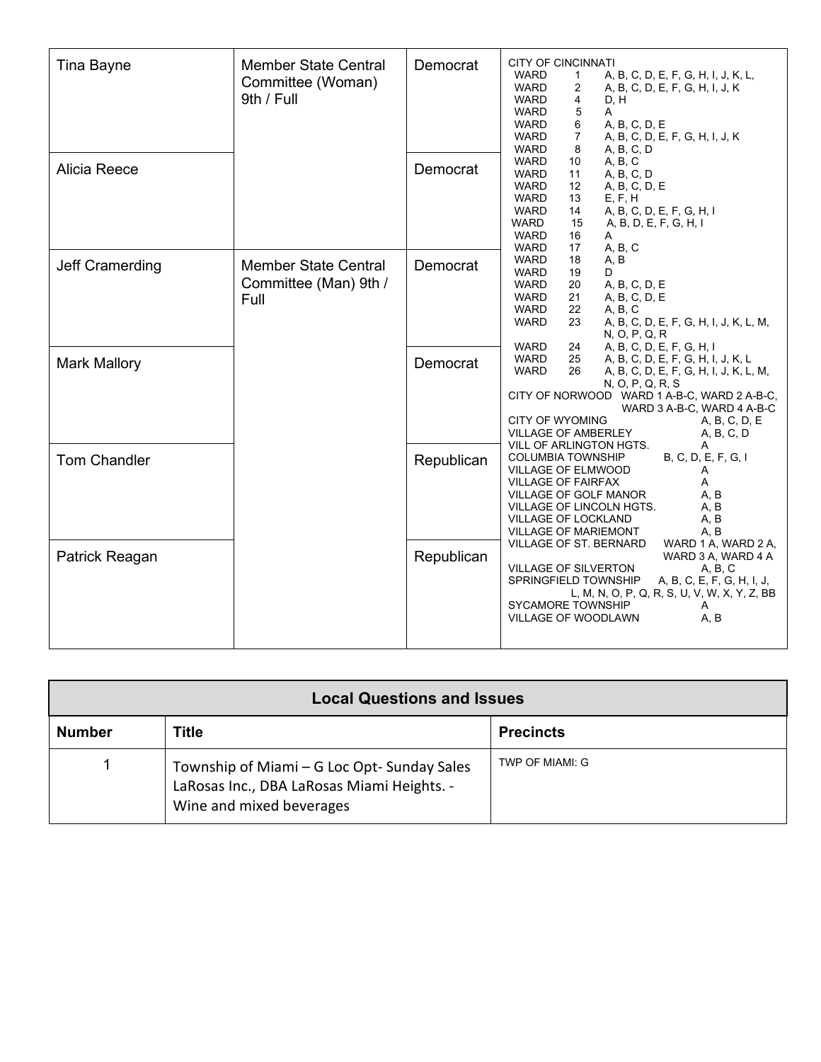| | | | |
|---|---|---|---|
| Tina Bayne | Member State Central Committee (Woman) 9th / Full | Democrat | CITY OF CINCINNATI<br>WARD 1 A, B, C, D, E, F, G, H, I, J, K, L,<br>WARD 2 A, B, C, D, E, F, G, H, I, J, K<br>WARD 4 D, H<br>WARD 5 A<br>WARD 6 A, B, C, D, E<br>WARD 7 A, B, C, D, E, F, G, H, I, J, K<br>WARD 8 A, B, C, D<br>WARD 10 A, B, C<br>WARD 11 A, B, C, D<br>WARD 12 A, B, C, D, E<br>WARD 13 E, F, H<br>WARD 14 A, B, C, D, E, F, G, H, I<br>WARD 15 A, B, D, E, F, G, H, I<br>WARD 16 A<br>WARD 17 A, B, C<br>WARD 18 A, B<br>WARD 19 D<br>WARD 20 A, B, C, D, E<br>WARD 21 A, B, C, D, E<br>WARD 22 A, B, C<br>WARD 23 A, B, C, D, E, F, G, H, I, J, K, L, M, N, O, P, Q, R<br>WARD 24 A, B, C, D, E, F, G, H, I<br>WARD 25 A, B, C, D, E, F, G, H, I, J, K, L<br>WARD 26 A, B, C, D, E, F, G, H, I, J, K, L, M, N, O, P, Q, R, S<br>CITY OF NORWOOD WARD 1 A-B-C, WARD 2 A-B-C, WARD 3 A-B-C, WARD 4 A-B-C<br>CITY OF WYOMING A, B, C, D, E<br>VILLAGE OF AMBERLEY A, B, C, D<br>VILL OF ARLINGTON HGTS. A<br>COLUMBIA TOWNSHIP B, C, D, E, F, G, I<br>VILLAGE OF ELMWOOD A<br>VILLAGE OF FAIRFAX A<br>VILLAGE OF GOLF MANOR A, B<br>VILLAGE OF LINCOLN HGTS. A, B<br>VILLAGE OF LOCKLAND A, B<br>VILLAGE OF MARIEMONT A, B<br>VILLAGE OF ST. BERNARD WARD 1 A, WARD 2 A, WARD 3 A, WARD 4 A<br>VILLAGE OF SILVERTON A, B, C<br>SPRINGFIELD TOWNSHIP A, B, C, E, F, G, H, I, J, L, M, N, O, P, Q, R, S, U, V, W, X, Y, Z, BB<br>SYCAMORE TOWNSHIP A<br>VILLAGE OF WOODLAWN A, B |
| Alicia Reece | | Democrat | |
| Jeff Cramerding | Member State Central Committee (Man) 9th / Full | Democrat | |
| Mark Mallory | | Democrat | |
| Tom Chandler | | Republican | |
| Patrick Reagan | | Republican | |

| Local Questions and Issues | | |
|---|---|---|
| **Number** | **Title** | **Precincts** |
| 1 | Township of Miami – G Loc Opt- Sunday Sales LaRosas Inc., DBA LaRosas Miami Heights. - Wine and mixed beverages | TWP OF MIAMI: G |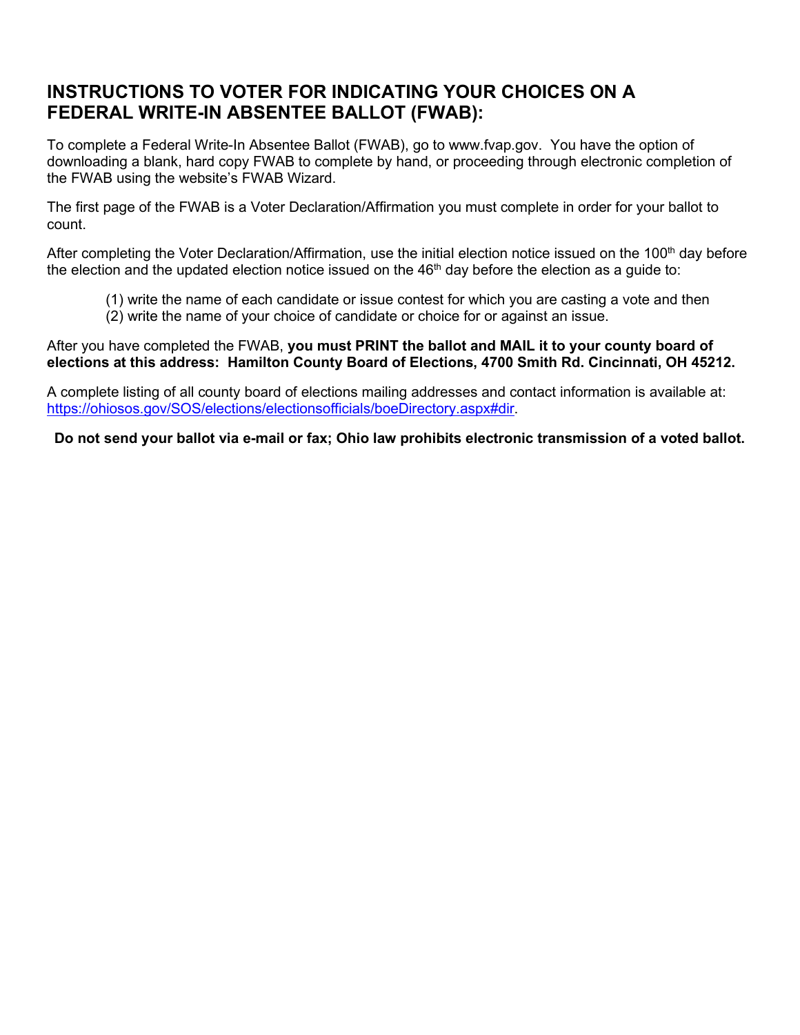## INSTRUCTIONS TO VOTER FOR INDICATING YOUR CHOICES ON A FEDERAL WRITE-IN ABSENTEE BALLOT (FWAB):

To complete a Federal Write-In Absentee Ballot (FWAB), go to www.fvap.gov. You have the option of downloading a blank, hard copy FWAB to complete by hand, or proceeding through electronic completion of the FWAB using the website's FWAB Wizard.

The first page of the FWAB is a Voter Declaration/Affirmation you must complete in order for your ballot to count.

After completing the Voter Declaration/Affirmation, use the initial election notice issued on the 100th day before the election and the updated election notice issued on the 46th day before the election as a guide to:

(1) write the name of each candidate or issue contest for which you are casting a vote and then
(2) write the name of your choice of candidate or choice for or against an issue.

After you have completed the FWAB, **you must PRINT the ballot and MAIL it to your county board of elections at this address: Hamilton County Board of Elections, 4700 Smith Rd. Cincinnati, OH 45212.**

A complete listing of all county board of elections mailing addresses and contact information is available at: https://ohiosos.gov/SOS/elections/electionsofficials/boeDirectory.aspx#dir.

**Do not send your ballot via e-mail or fax; Ohio law prohibits electronic transmission of a voted ballot.**